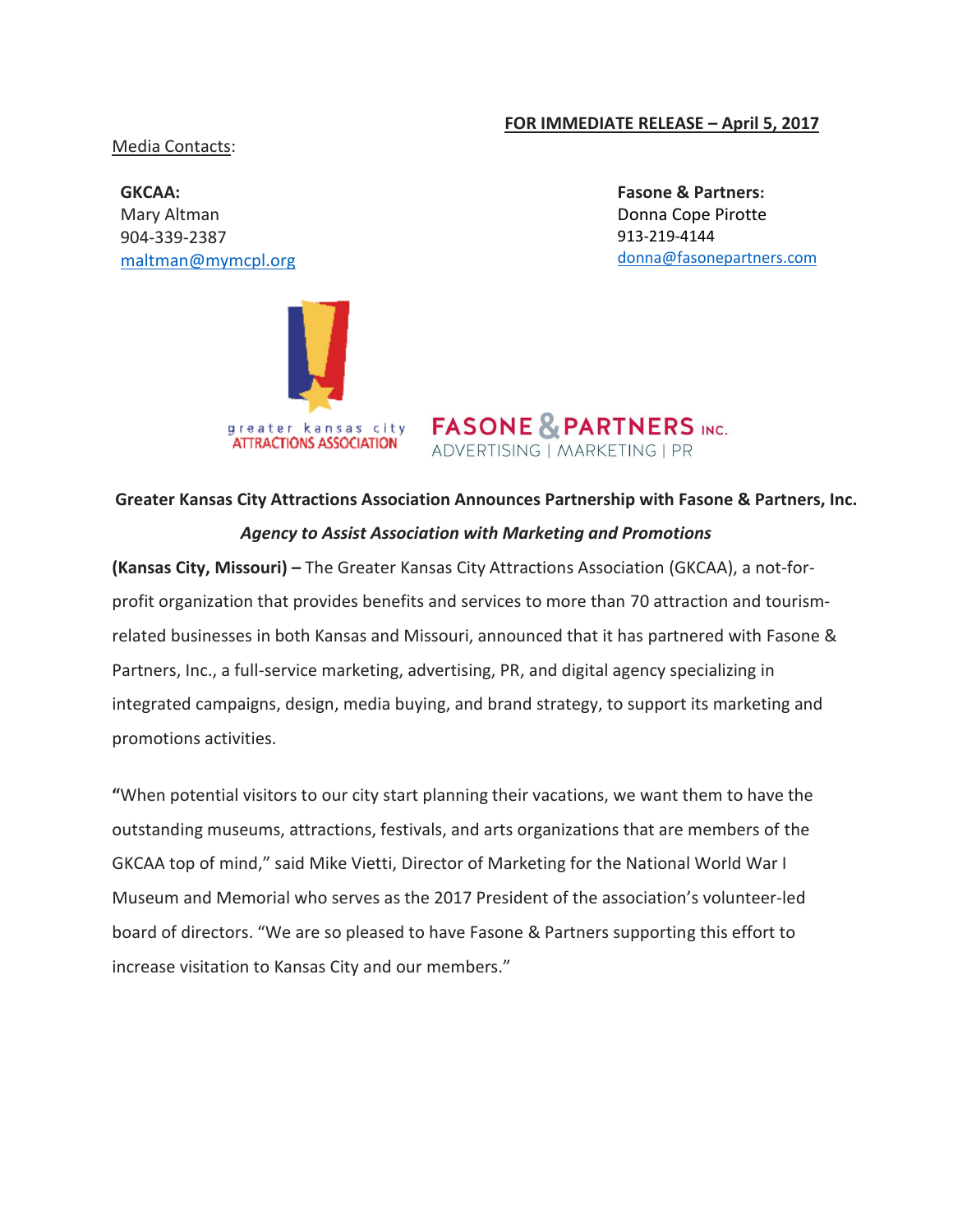**FOR IMMEDIATE RELEASE – April 5, 2017**

Media Contacts:

**GKCAA:**
Mary Altman
904-339-2387
maltman@mymcpl.org

**Fasone & Partners:**
Donna Cope Pirotte
913-219-4144
donna@fasonepartners.com

greater kansas city ATTRACTIONS ASSOCIATION

FASONE & PARTNERS INC. ADVERTISING | MARKETING | PR

**Greater Kansas City Attractions Association Announces Partnership with Fasone & Partners, Inc.**

***Agency to Assist Association with Marketing and Promotions***

**(Kansas City, Missouri) –** The Greater Kansas City Attractions Association (GKCAA), a not-for-profit organization that provides benefits and services to more than 70 attraction and tourism-related businesses in both Kansas and Missouri, announced that it has partnered with Fasone & Partners, Inc., a full-service marketing, advertising, PR, and digital agency specializing in integrated campaigns, design, media buying, and brand strategy, to support its marketing and promotions activities.

**"**When potential visitors to our city start planning their vacations, we want them to have the outstanding museums, attractions, festivals, and arts organizations that are members of the GKCAA top of mind," said Mike Vietti, Director of Marketing for the National World War I Museum and Memorial who serves as the 2017 President of the association's volunteer-led board of directors. "We are so pleased to have Fasone & Partners supporting this effort to increase visitation to Kansas City and our members."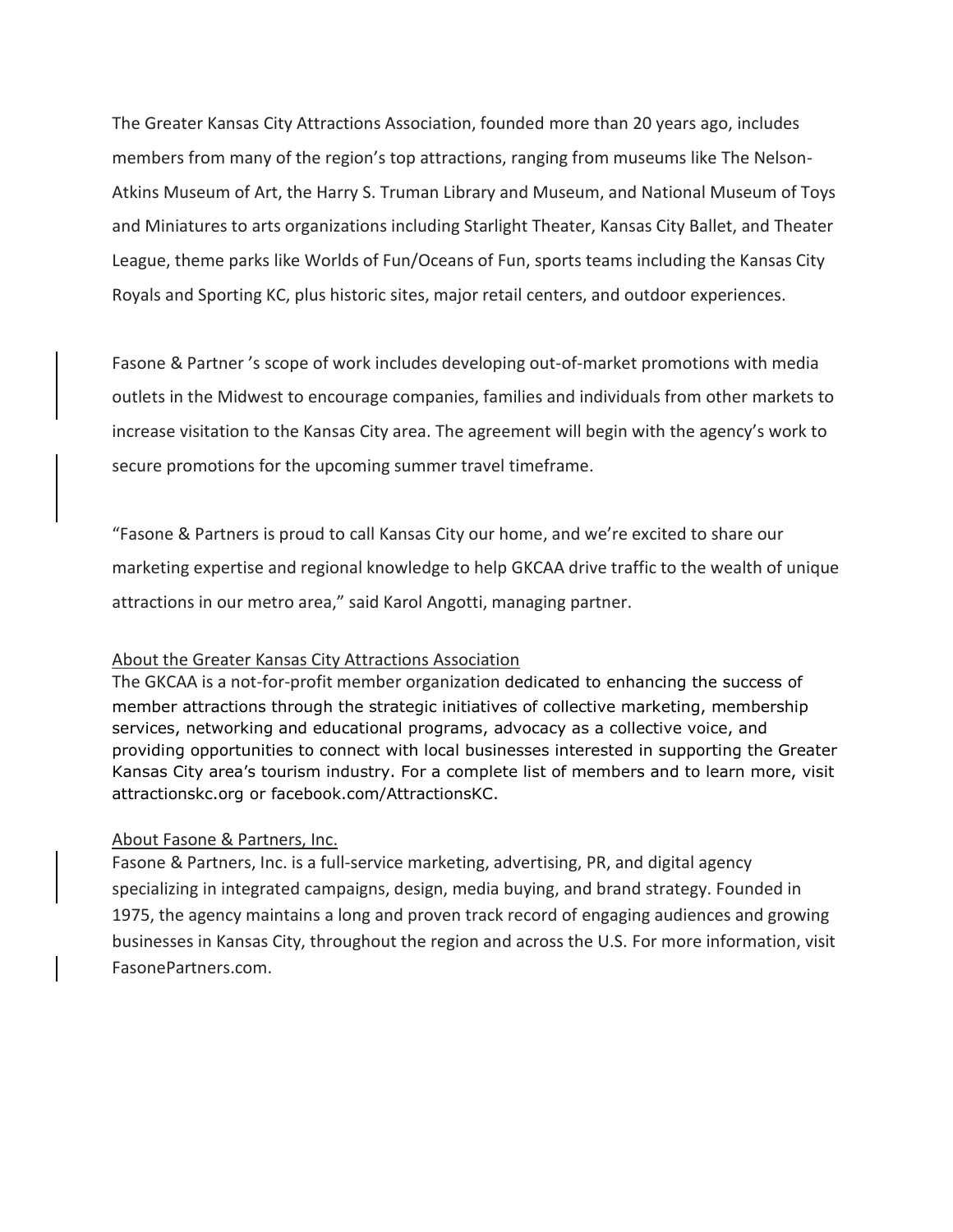The Greater Kansas City Attractions Association, founded more than 20 years ago, includes members from many of the region's top attractions, ranging from museums like The Nelson-Atkins Museum of Art, the Harry S. Truman Library and Museum, and National Museum of Toys and Miniatures to arts organizations including Starlight Theater, Kansas City Ballet, and Theater League, theme parks like Worlds of Fun/Oceans of Fun, sports teams including the Kansas City Royals and Sporting KC, plus historic sites, major retail centers, and outdoor experiences.

Fasone & Partner 's scope of work includes developing out-of-market promotions with media outlets in the Midwest to encourage companies, families and individuals from other markets to increase visitation to the Kansas City area. The agreement will begin with the agency's work to secure promotions for the upcoming summer travel timeframe.

"Fasone & Partners is proud to call Kansas City our home, and we're excited to share our marketing expertise and regional knowledge to help GKCAA drive traffic to the wealth of unique attractions in our metro area," said Karol Angotti, managing partner.

About the Greater Kansas City Attractions Association

The GKCAA is a not-for-profit member organization dedicated to enhancing the success of member attractions through the strategic initiatives of collective marketing, membership services, networking and educational programs, advocacy as a collective voice, and providing opportunities to connect with local businesses interested in supporting the Greater Kansas City area's tourism industry. For a complete list of members and to learn more, visit attractionskc.org or facebook.com/AttractionsKC.

About Fasone & Partners, Inc.

Fasone & Partners, Inc. is a full-service marketing, advertising, PR, and digital agency specializing in integrated campaigns, design, media buying, and brand strategy. Founded in 1975, the agency maintains a long and proven track record of engaging audiences and growing businesses in Kansas City, throughout the region and across the U.S. For more information, visit FasonePartners.com.